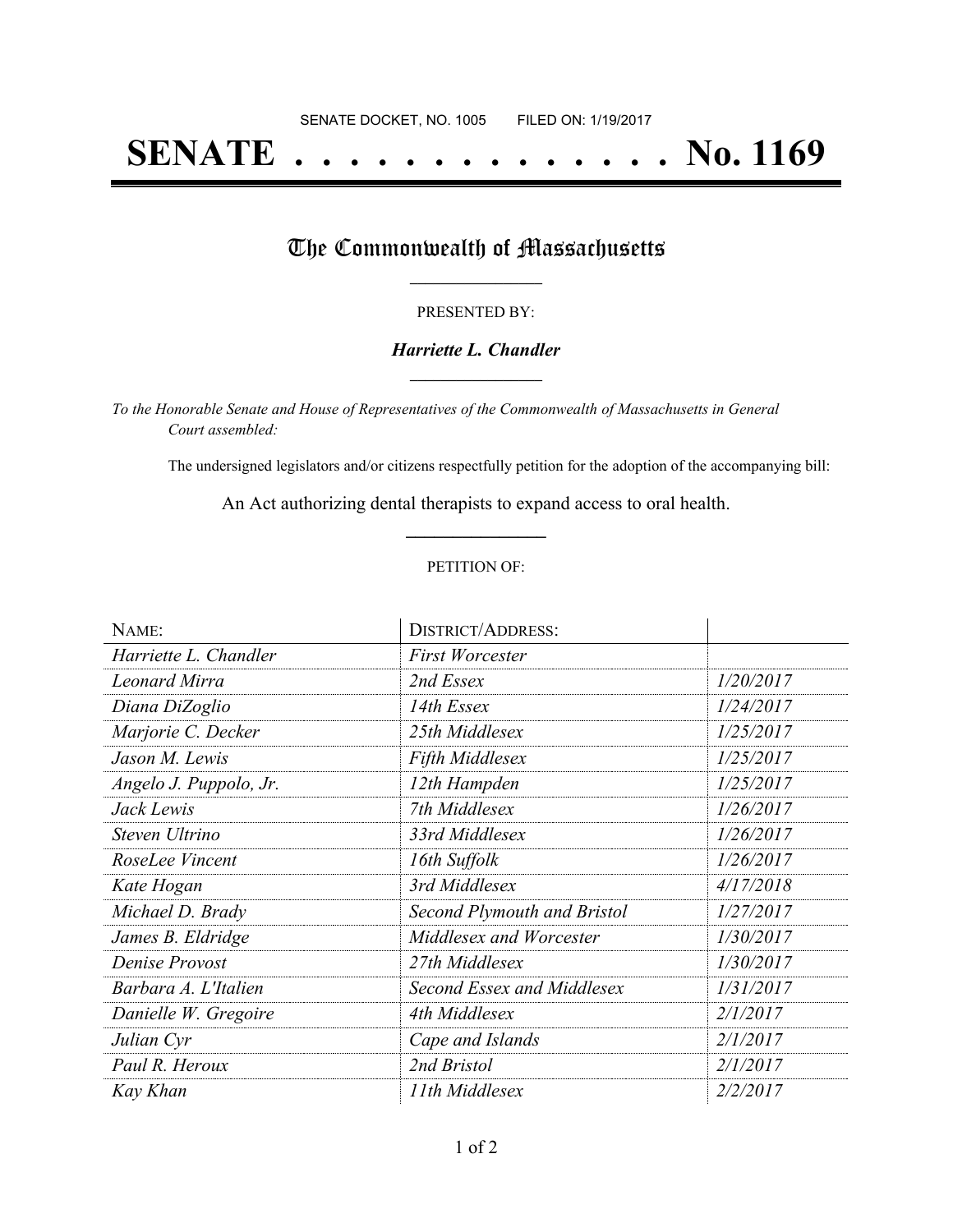SENATE DOCKET, NO. 1005        FILED ON: 1/19/2017

# SENATE . . . . . . . . . . . . . . No. 1169

## The Commonwealth of Massachusetts

PRESENTED BY:

***Harriette L. Chandler***

*To the Honorable Senate and House of Representatives of the Commonwealth of Massachusetts in General Court assembled:*

The undersigned legislators and/or citizens respectfully petition for the adoption of the accompanying bill:

An Act authorizing dental therapists to expand access to oral health.

PETITION OF:

| NAME: | DISTRICT/ADDRESS: | |
|---|---|---|
| *Harriette L. Chandler* | *First Worcester* | |
| *Leonard Mirra* | *2nd Essex* | *1/20/2017* |
| *Diana DiZoglio* | *14th Essex* | *1/24/2017* |
| *Marjorie C. Decker* | *25th Middlesex* | *1/25/2017* |
| *Jason M. Lewis* | *Fifth Middlesex* | *1/25/2017* |
| *Angelo J. Puppolo, Jr.* | *12th Hampden* | *1/25/2017* |
| *Jack Lewis* | *7th Middlesex* | *1/26/2017* |
| *Steven Ultrino* | *33rd Middlesex* | *1/26/2017* |
| *RoseLee Vincent* | *16th Suffolk* | *1/26/2017* |
| *Kate Hogan* | *3rd Middlesex* | *4/17/2018* |
| *Michael D. Brady* | *Second Plymouth and Bristol* | *1/27/2017* |
| *James B. Eldridge* | *Middlesex and Worcester* | *1/30/2017* |
| *Denise Provost* | *27th Middlesex* | *1/30/2017* |
| *Barbara A. L'Italien* | *Second Essex and Middlesex* | *1/31/2017* |
| *Danielle W. Gregoire* | *4th Middlesex* | *2/1/2017* |
| *Julian Cyr* | *Cape and Islands* | *2/1/2017* |
| *Paul R. Heroux* | *2nd Bristol* | *2/1/2017* |
| *Kay Khan* | *11th Middlesex* | *2/2/2017* |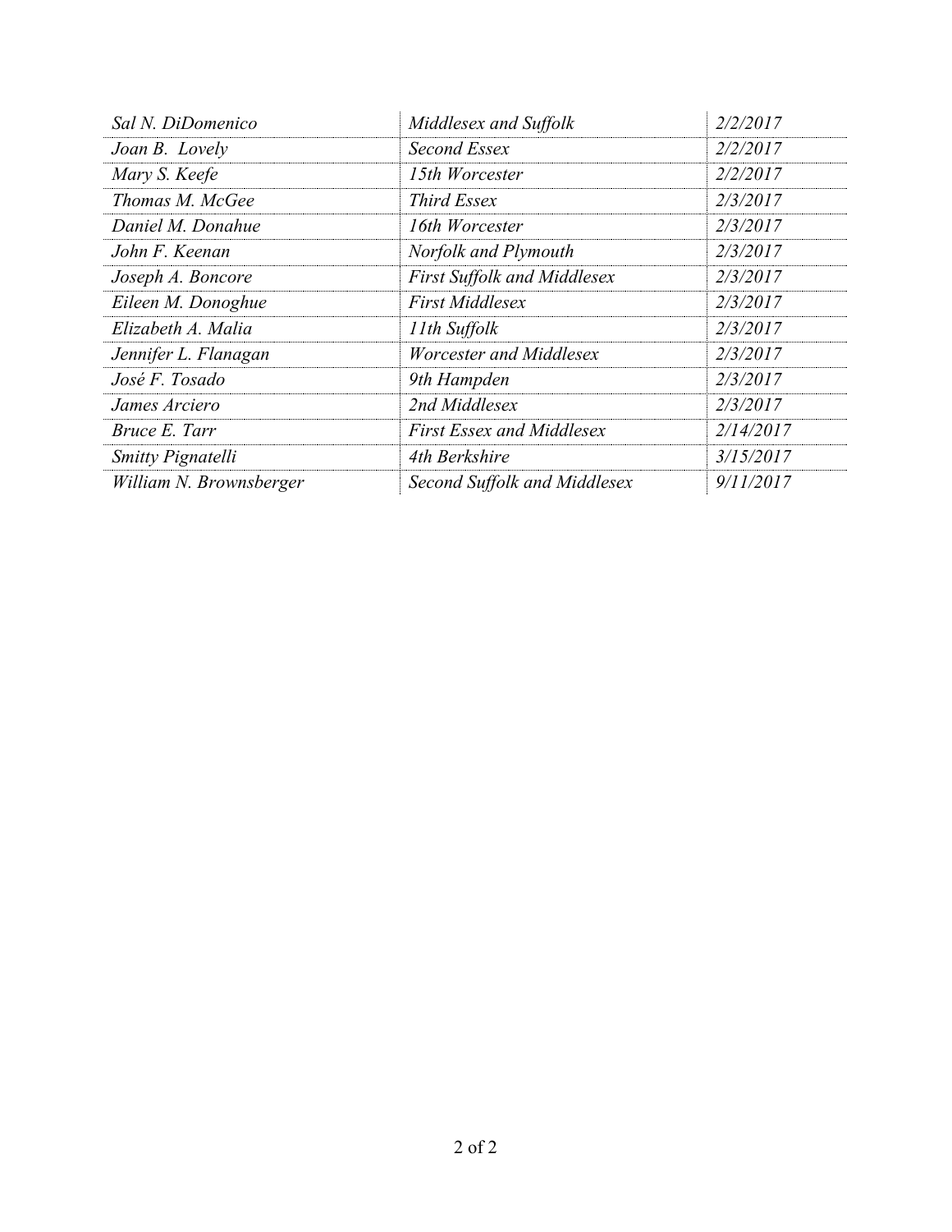| | | |
|---|---|---|
| *Sal N. DiDomenico* | *Middlesex and Suffolk* | *2/2/2017* |
| *Joan B. Lovely* | *Second Essex* | *2/2/2017* |
| *Mary S. Keefe* | *15th Worcester* | *2/2/2017* |
| *Thomas M. McGee* | *Third Essex* | *2/3/2017* |
| *Daniel M. Donahue* | *16th Worcester* | *2/3/2017* |
| *John F. Keenan* | *Norfolk and Plymouth* | *2/3/2017* |
| *Joseph A. Boncore* | *First Suffolk and Middlesex* | *2/3/2017* |
| *Eileen M. Donoghue* | *First Middlesex* | *2/3/2017* |
| *Elizabeth A. Malia* | *11th Suffolk* | *2/3/2017* |
| *Jennifer L. Flanagan* | *Worcester and Middlesex* | *2/3/2017* |
| *José F. Tosado* | *9th Hampden* | *2/3/2017* |
| *James Arciero* | *2nd Middlesex* | *2/3/2017* |
| *Bruce E. Tarr* | *First Essex and Middlesex* | *2/14/2017* |
| *Smitty Pignatelli* | *4th Berkshire* | *3/15/2017* |
| *William N. Brownsberger* | *Second Suffolk and Middlesex* | *9/11/2017* |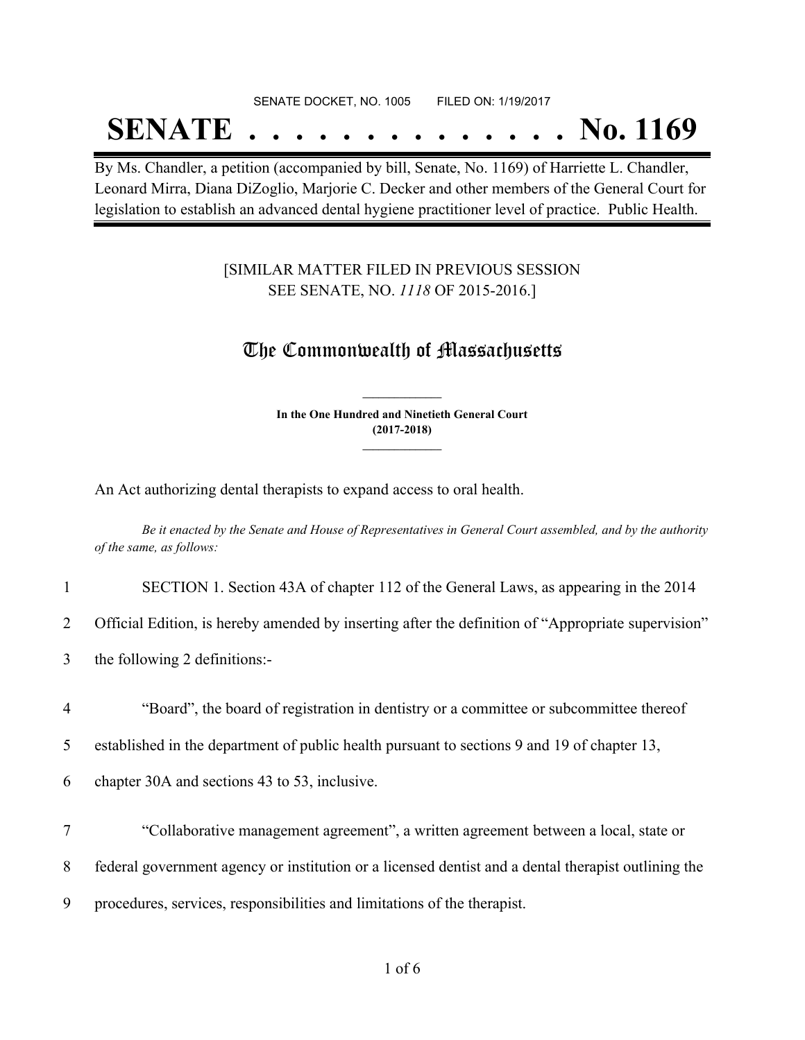SENATE DOCKET, NO. 1005        FILED ON: 1/19/2017

# SENATE . . . . . . . . . . . . . . No. 1169

By Ms. Chandler, a petition (accompanied by bill, Senate, No. 1169) of Harriette L. Chandler, Leonard Mirra, Diana DiZoglio, Marjorie C. Decker and other members of the General Court for legislation to establish an advanced dental hygiene practitioner level of practice. Public Health.

[SIMILAR MATTER FILED IN PREVIOUS SESSION
SEE SENATE, NO. *1118* OF 2015-2016.]

## The Commonwealth of Massachusetts

**In the One Hundred and Ninetieth General Court**
**(2017-2018)**

An Act authorizing dental therapists to expand access to oral health.

*Be it enacted by the Senate and House of Representatives in General Court assembled, and by the authority of the same, as follows:*

1 SECTION 1. Section 43A of chapter 112 of the General Laws, as appearing in the 2014
2 Official Edition, is hereby amended by inserting after the definition of "Appropriate supervision"
3 the following 2 definitions:-

4 "Board", the board of registration in dentistry or a committee or subcommittee thereof
5 established in the department of public health pursuant to sections 9 and 19 of chapter 13,
6 chapter 30A and sections 43 to 53, inclusive.

7 "Collaborative management agreement", a written agreement between a local, state or
8 federal government agency or institution or a licensed dentist and a dental therapist outlining the
9 procedures, services, responsibilities and limitations of the therapist.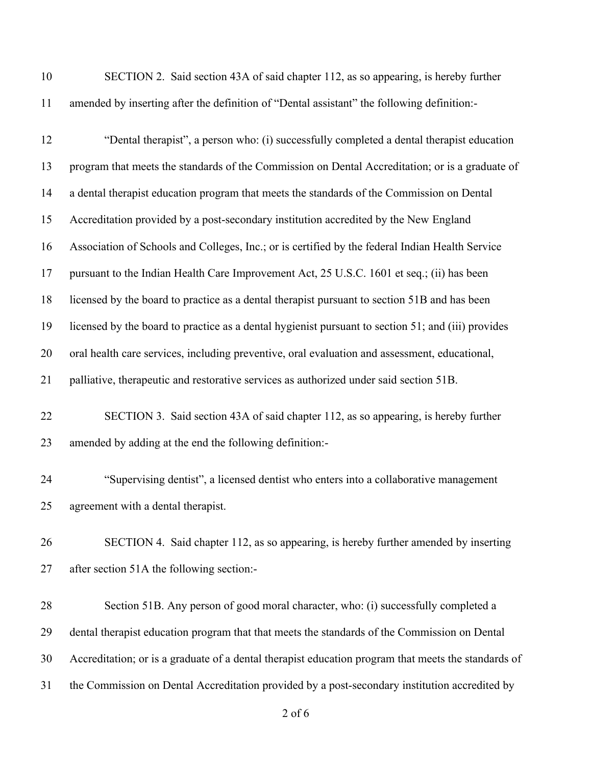SECTION 2. Said section 43A of said chapter 112, as so appearing, is hereby further amended by inserting after the definition of "Dental assistant" the following definition:-

"Dental therapist", a person who: (i) successfully completed a dental therapist education program that meets the standards of the Commission on Dental Accreditation; or is a graduate of a dental therapist education program that meets the standards of the Commission on Dental Accreditation provided by a post-secondary institution accredited by the New England Association of Schools and Colleges, Inc.; or is certified by the federal Indian Health Service pursuant to the Indian Health Care Improvement Act, 25 U.S.C. 1601 et seq.; (ii) has been licensed by the board to practice as a dental therapist pursuant to section 51B and has been licensed by the board to practice as a dental hygienist pursuant to section 51; and (iii) provides oral health care services, including preventive, oral evaluation and assessment, educational, palliative, therapeutic and restorative services as authorized under said section 51B.

SECTION 3. Said section 43A of said chapter 112, as so appearing, is hereby further amended by adding at the end the following definition:-

"Supervising dentist", a licensed dentist who enters into a collaborative management agreement with a dental therapist.

SECTION 4. Said chapter 112, as so appearing, is hereby further amended by inserting after section 51A the following section:-

Section 51B. Any person of good moral character, who: (i) successfully completed a dental therapist education program that that meets the standards of the Commission on Dental Accreditation; or is a graduate of a dental therapist education program that meets the standards of the Commission on Dental Accreditation provided by a post-secondary institution accredited by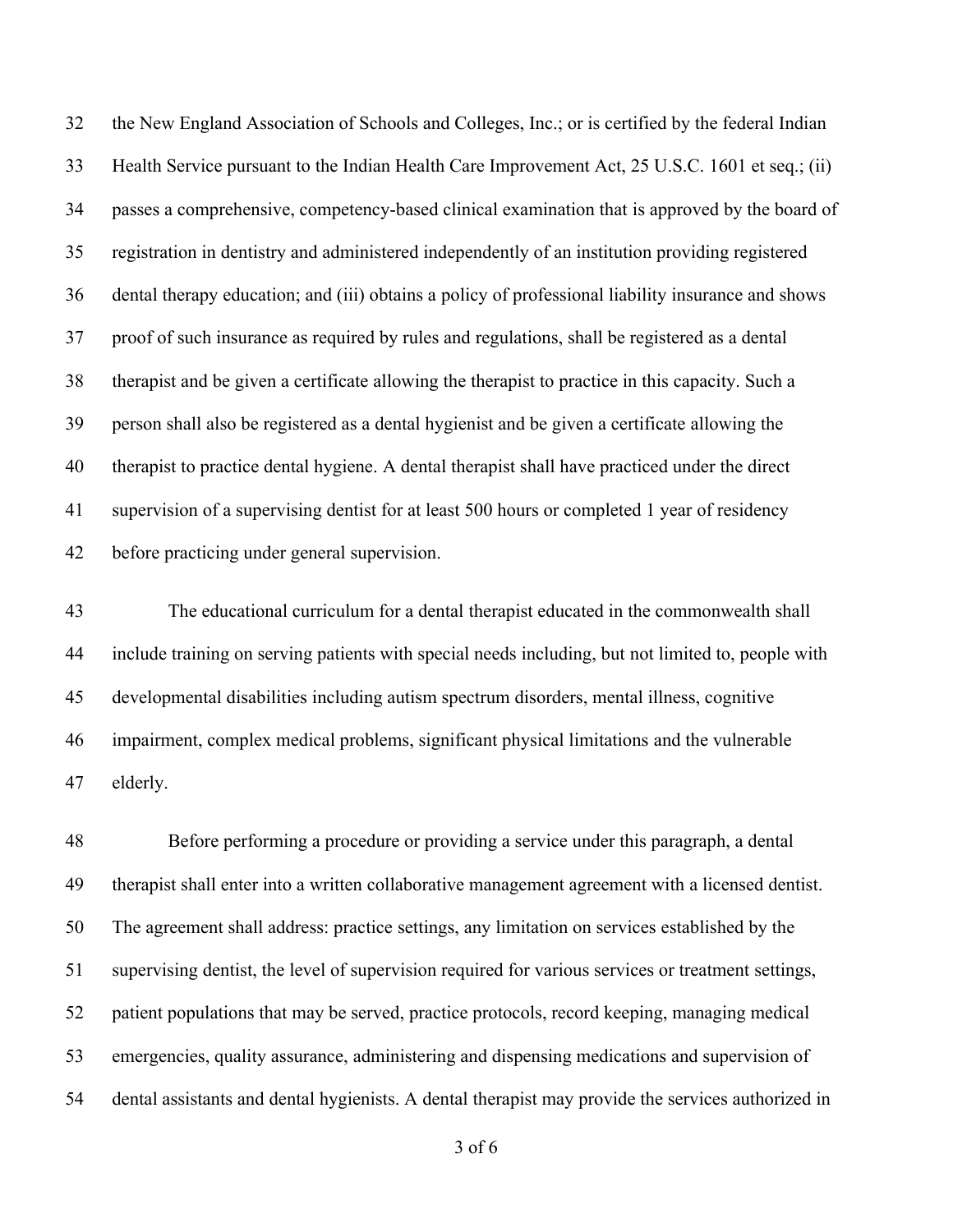the New England Association of Schools and Colleges, Inc.; or is certified by the federal Indian Health Service pursuant to the Indian Health Care Improvement Act, 25 U.S.C. 1601 et seq.; (ii) passes a comprehensive, competency-based clinical examination that is approved by the board of registration in dentistry and administered independently of an institution providing registered dental therapy education; and (iii) obtains a policy of professional liability insurance and shows proof of such insurance as required by rules and regulations, shall be registered as a dental therapist and be given a certificate allowing the therapist to practice in this capacity. Such a person shall also be registered as a dental hygienist and be given a certificate allowing the therapist to practice dental hygiene. A dental therapist shall have practiced under the direct supervision of a supervising dentist for at least 500 hours or completed 1 year of residency before practicing under general supervision.

The educational curriculum for a dental therapist educated in the commonwealth shall include training on serving patients with special needs including, but not limited to, people with developmental disabilities including autism spectrum disorders, mental illness, cognitive impairment, complex medical problems, significant physical limitations and the vulnerable elderly.

Before performing a procedure or providing a service under this paragraph, a dental therapist shall enter into a written collaborative management agreement with a licensed dentist. The agreement shall address: practice settings, any limitation on services established by the supervising dentist, the level of supervision required for various services or treatment settings, patient populations that may be served, practice protocols, record keeping, managing medical emergencies, quality assurance, administering and dispensing medications and supervision of dental assistants and dental hygienists. A dental therapist may provide the services authorized in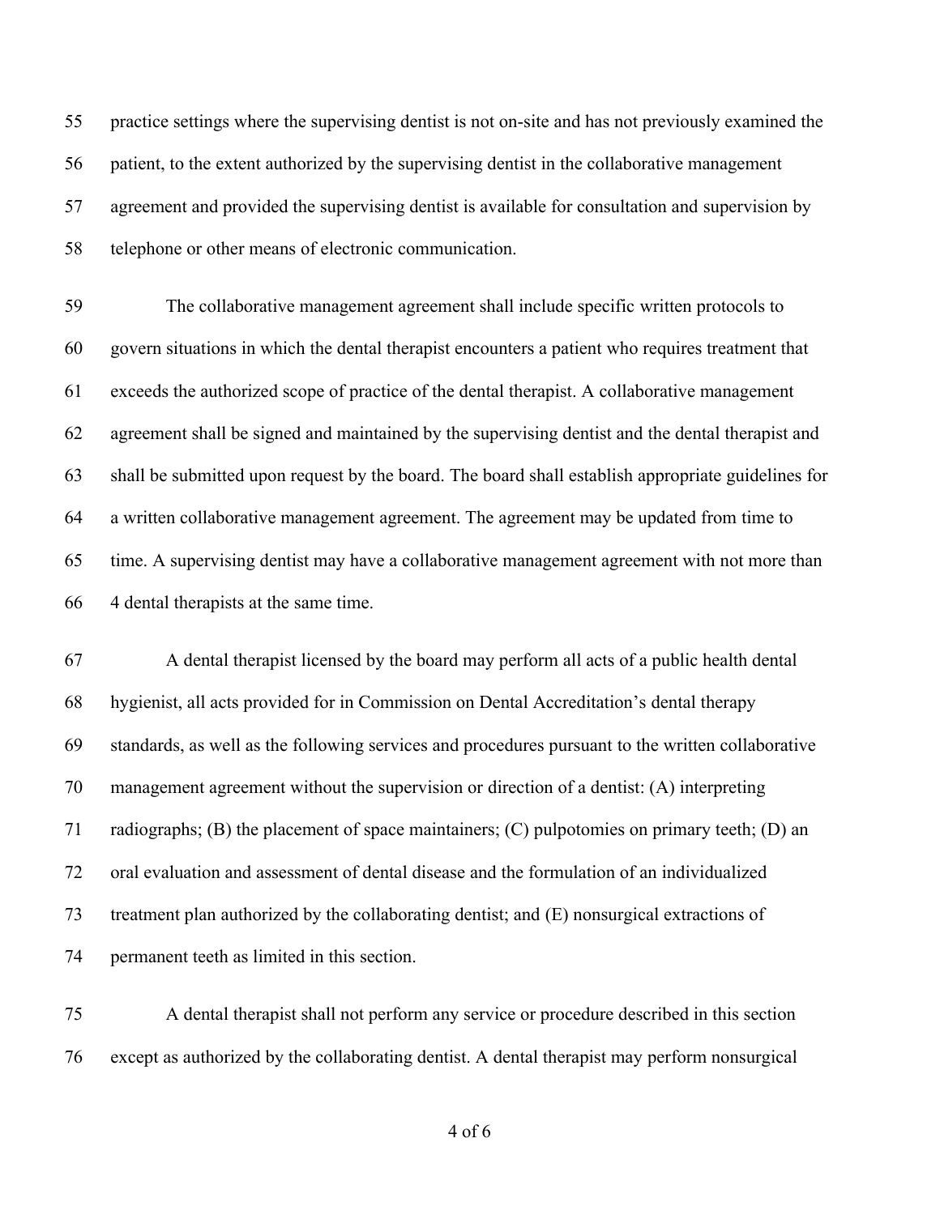practice settings where the supervising dentist is not on-site and has not previously examined the patient, to the extent authorized by the supervising dentist in the collaborative management agreement and provided the supervising dentist is available for consultation and supervision by telephone or other means of electronic communication.

The collaborative management agreement shall include specific written protocols to govern situations in which the dental therapist encounters a patient who requires treatment that exceeds the authorized scope of practice of the dental therapist. A collaborative management agreement shall be signed and maintained by the supervising dentist and the dental therapist and shall be submitted upon request by the board. The board shall establish appropriate guidelines for a written collaborative management agreement. The agreement may be updated from time to time. A supervising dentist may have a collaborative management agreement with not more than 4 dental therapists at the same time.

A dental therapist licensed by the board may perform all acts of a public health dental hygienist, all acts provided for in Commission on Dental Accreditation's dental therapy standards, as well as the following services and procedures pursuant to the written collaborative management agreement without the supervision or direction of a dentist: (A) interpreting radiographs; (B) the placement of space maintainers; (C) pulpotomies on primary teeth; (D) an oral evaluation and assessment of dental disease and the formulation of an individualized treatment plan authorized by the collaborating dentist; and (E) nonsurgical extractions of permanent teeth as limited in this section.

A dental therapist shall not perform any service or procedure described in this section except as authorized by the collaborating dentist. A dental therapist may perform nonsurgical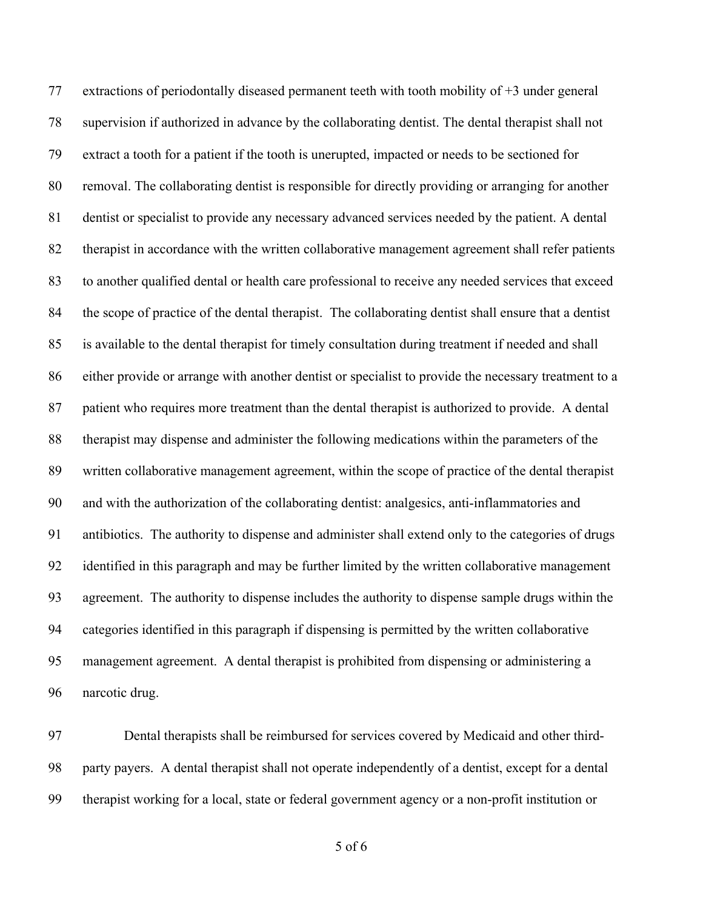extractions of periodontally diseased permanent teeth with tooth mobility of +3 under general supervision if authorized in advance by the collaborating dentist. The dental therapist shall not extract a tooth for a patient if the tooth is unerupted, impacted or needs to be sectioned for removal. The collaborating dentist is responsible for directly providing or arranging for another dentist or specialist to provide any necessary advanced services needed by the patient. A dental therapist in accordance with the written collaborative management agreement shall refer patients to another qualified dental or health care professional to receive any needed services that exceed the scope of practice of the dental therapist. The collaborating dentist shall ensure that a dentist is available to the dental therapist for timely consultation during treatment if needed and shall either provide or arrange with another dentist or specialist to provide the necessary treatment to a patient who requires more treatment than the dental therapist is authorized to provide. A dental therapist may dispense and administer the following medications within the parameters of the written collaborative management agreement, within the scope of practice of the dental therapist and with the authorization of the collaborating dentist: analgesics, anti-inflammatories and antibiotics. The authority to dispense and administer shall extend only to the categories of drugs identified in this paragraph and may be further limited by the written collaborative management agreement. The authority to dispense includes the authority to dispense sample drugs within the categories identified in this paragraph if dispensing is permitted by the written collaborative management agreement. A dental therapist is prohibited from dispensing or administering a narcotic drug.

Dental therapists shall be reimbursed for services covered by Medicaid and other third-party payers. A dental therapist shall not operate independently of a dentist, except for a dental therapist working for a local, state or federal government agency or a non-profit institution or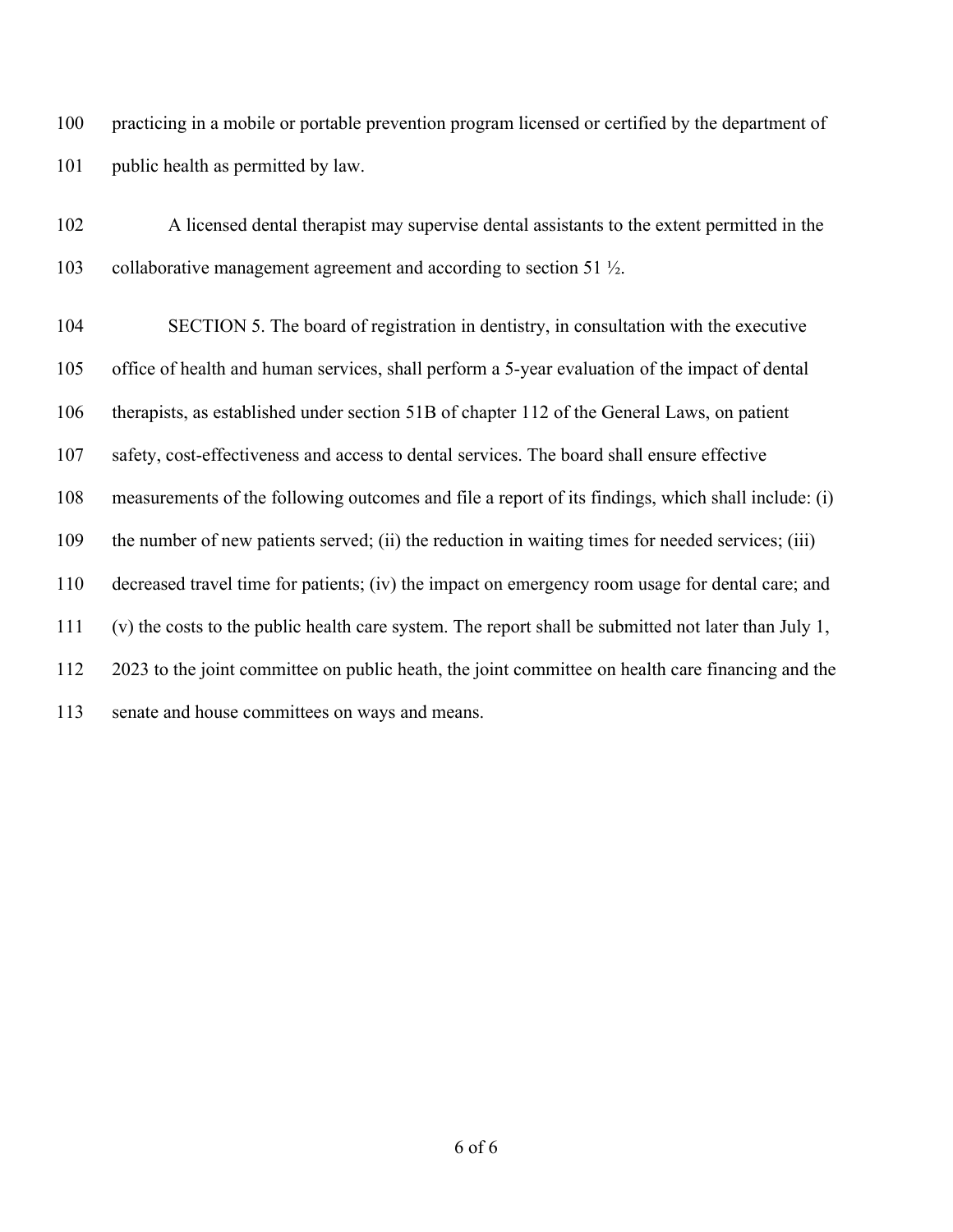practicing in a mobile or portable prevention program licensed or certified by the department of public health as permitted by law.

A licensed dental therapist may supervise dental assistants to the extent permitted in the collaborative management agreement and according to section 51 ½.

SECTION 5. The board of registration in dentistry, in consultation with the executive office of health and human services, shall perform a 5-year evaluation of the impact of dental therapists, as established under section 51B of chapter 112 of the General Laws, on patient safety, cost-effectiveness and access to dental services. The board shall ensure effective measurements of the following outcomes and file a report of its findings, which shall include: (i) the number of new patients served; (ii) the reduction in waiting times for needed services; (iii) decreased travel time for patients; (iv) the impact on emergency room usage for dental care; and (v) the costs to the public health care system. The report shall be submitted not later than July 1, 2023 to the joint committee on public heath, the joint committee on health care financing and the senate and house committees on ways and means.